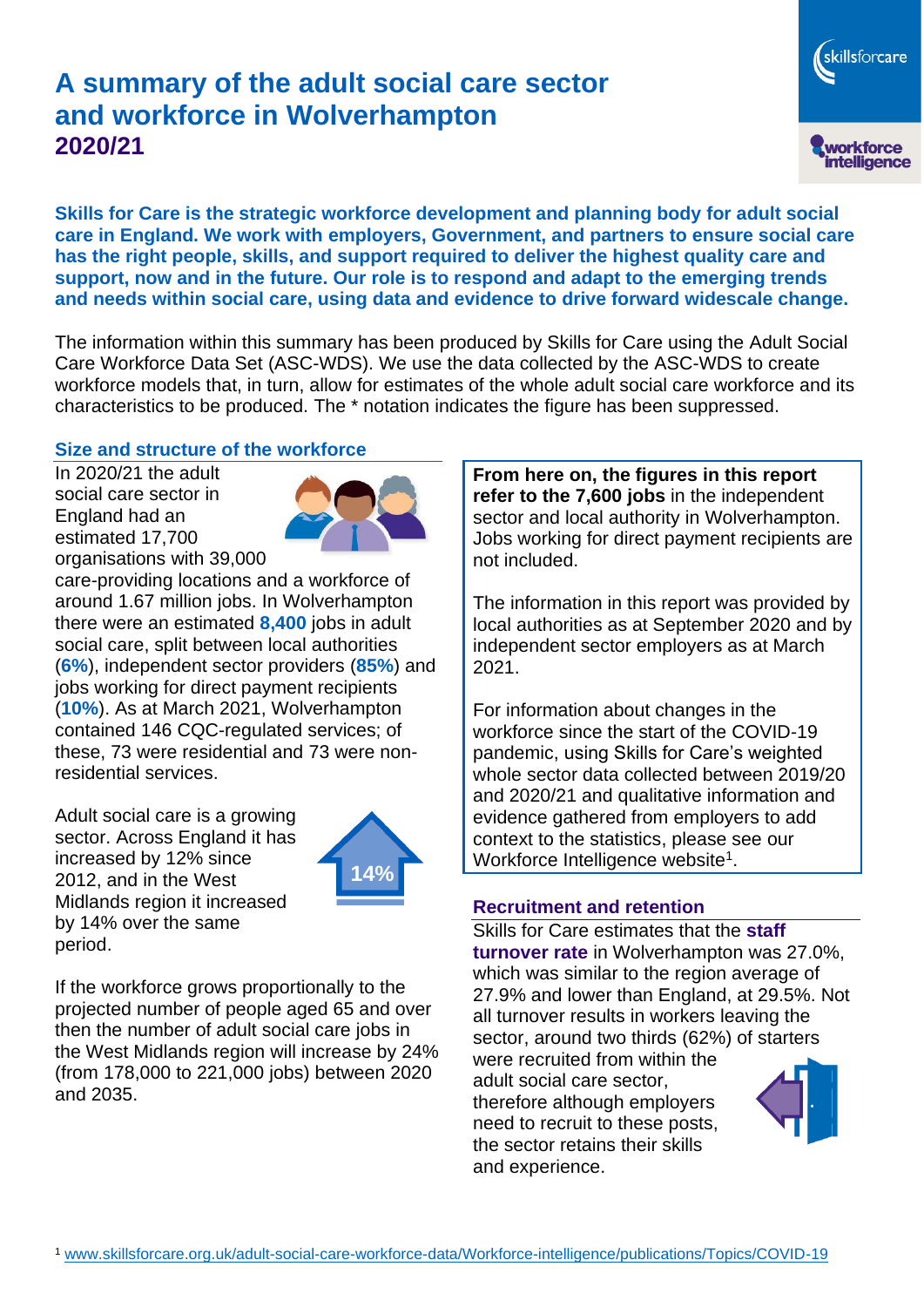# A summary of the adult social care sector and workforce in Wolverhampton 2020/21

**Skills for Care is the strategic workforce development and planning body for adult social care in England. We work with employers, Government, and partners to ensure social care has the right people, skills, and support required to deliver the highest quality care and support, now and in the future. Our role is to respond and adapt to the emerging trends and needs within social care, using data and evidence to drive forward widescale change.**

The information within this summary has been produced by Skills for Care using the Adult Social Care Workforce Data Set (ASC-WDS). We use the data collected by the ASC-WDS to create workforce models that, in turn, allow for estimates of the whole adult social care workforce and its characteristics to be produced. The * notation indicates the figure has been suppressed.

## Size and structure of the workforce

In 2020/21 the adult social care sector in England had an estimated 17,700 organisations with 39,000 care-providing locations and a workforce of around 1.67 million jobs. In Wolverhampton there were an estimated **8,400** jobs in adult social care, split between local authorities (**6%**), independent sector providers (**85%**) and jobs working for direct payment recipients (**10%**). As at March 2021, Wolverhampton contained 146 CQC-regulated services; of these, 73 were residential and 73 were non-residential services.

Adult social care is a growing sector. Across England it has increased by 12% since 2012, and in the West Midlands region it increased by 14% over the same period.

14%

If the workforce grows proportionally to the projected number of people aged 65 and over then the number of adult social care jobs in the West Midlands region will increase by 24% (from 178,000 to 221,000 jobs) between 2020 and 2035.

**From here on, the figures in this report refer to the 7,600 jobs** in the independent sector and local authority in Wolverhampton. Jobs working for direct payment recipients are not included.

The information in this report was provided by local authorities as at September 2020 and by independent sector employers as at March 2021.

For information about changes in the workforce since the start of the COVID-19 pandemic, using Skills for Care's weighted whole sector data collected between 2019/20 and 2020/21 and qualitative information and evidence gathered from employers to add context to the statistics, please see our Workforce Intelligence website[1].

## Recruitment and retention

Skills for Care estimates that the **staff turnover rate** in Wolverhampton was 27.0%, which was similar to the region average of 27.9% and lower than England, at 29.5%. Not all turnover results in workers leaving the sector, around two thirds (62%) of starters were recruited from within the adult social care sector, therefore although employers need to recruit to these posts, the sector retains their skills and experience.

[1] www.skillsforcare.org.uk/adult-social-care-workforce-data/Workforce-intelligence/publications/Topics/COVID-19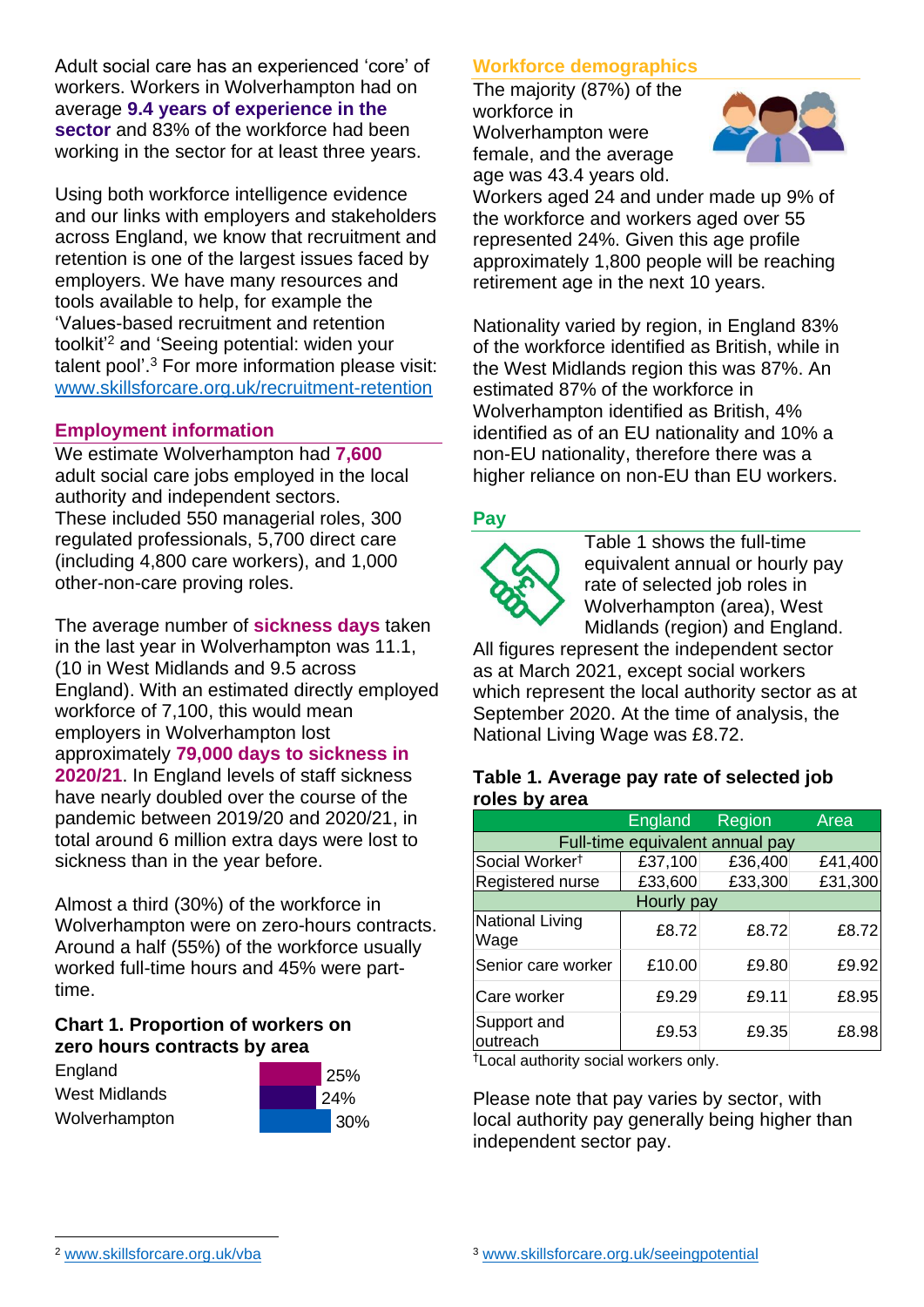Adult social care has an experienced 'core' of workers. Workers in Wolverhampton had on average **9.4 years of experience in the sector** and 83% of the workforce had been working in the sector for at least three years.

Using both workforce intelligence evidence and our links with employers and stakeholders across England, we know that recruitment and retention is one of the largest issues faced by employers. We have many resources and tools available to help, for example the 'Values-based recruitment and retention toolkit'[2] and 'Seeing potential: widen your talent pool'.[3] For more information please visit: www.skillsforcare.org.uk/recruitment-retention

## Employment information

We estimate Wolverhampton had **7,600** adult social care jobs employed in the local authority and independent sectors. These included 550 managerial roles, 300 regulated professionals, 5,700 direct care (including 4,800 care workers), and 1,000 other-non-care proving roles.

The average number of **sickness days** taken in the last year in Wolverhampton was 11.1, (10 in West Midlands and 9.5 across England). With an estimated directly employed workforce of 7,100, this would mean employers in Wolverhampton lost approximately **79,000 days to sickness in 2020/21**. In England levels of staff sickness have nearly doubled over the course of the pandemic between 2019/20 and 2020/21, in total around 6 million extra days were lost to sickness than in the year before.

Almost a third (30%) of the workforce in Wolverhampton were on zero-hours contracts. Around a half (55%) of the workforce usually worked full-time hours and 45% were part-time.

### Chart 1. Proportion of workers on zero hours contracts by area

| Area | Proportion |
|---|---|
| England | 25% |
| West Midlands | 24% |
| Wolverhampton | 30% |

## Workforce demographics

The majority (87%) of the workforce in Wolverhampton were female, and the average age was 43.4 years old. Workers aged 24 and under made up 9% of the workforce and workers aged over 55 represented 24%. Given this age profile approximately 1,800 people will be reaching retirement age in the next 10 years.

Nationality varied by region, in England 83% of the workforce identified as British, while in the West Midlands region this was 87%. An estimated 87% of the workforce in Wolverhampton identified as British, 4% identified as of an EU nationality and 10% a non-EU nationality, therefore there was a higher reliance on non-EU than EU workers.

## Pay

Table 1 shows the full-time equivalent annual or hourly pay rate of selected job roles in Wolverhampton (area), West Midlands (region) and England. All figures represent the independent sector as at March 2021, except social workers which represent the local authority sector as at September 2020. At the time of analysis, the National Living Wage was £8.72.

### Table 1. Average pay rate of selected job roles by area

| | England | Region | Area |
|---|---|---|---|
| **Full-time equivalent annual pay** | | | |
| Social Worker† | £37,100 | £36,400 | £41,400 |
| Registered nurse | £33,600 | £33,300 | £31,300 |
| **Hourly pay** | | | |
| National Living Wage | £8.72 | £8.72 | £8.72 |
| Senior care worker | £10.00 | £9.80 | £9.92 |
| Care worker | £9.29 | £9.11 | £8.95 |
| Support and outreach | £9.53 | £9.35 | £8.98 |

†Local authority social workers only.

Please note that pay varies by sector, with local authority pay generally being higher than independent sector pay.

[2] www.skillsforcare.org.uk/vba

[3] www.skillsforcare.org.uk/seeingpotential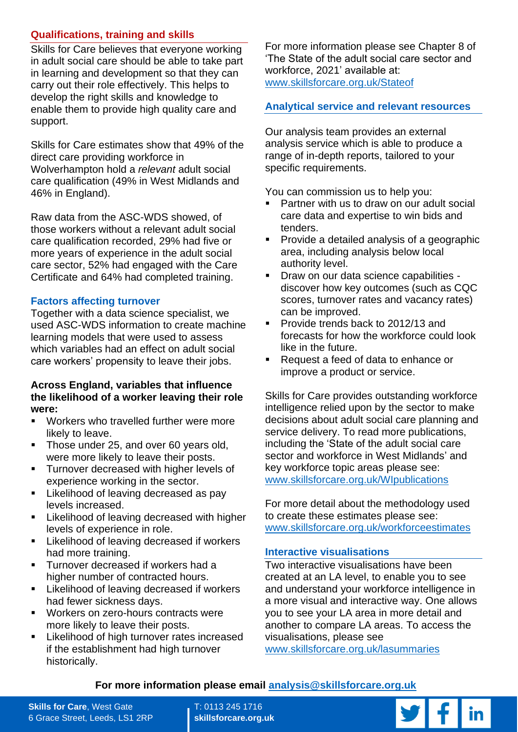## Qualifications, training and skills

Skills for Care believes that everyone working in adult social care should be able to take part in learning and development so that they can carry out their role effectively. This helps to develop the right skills and knowledge to enable them to provide high quality care and support.

Skills for Care estimates show that 49% of the direct care providing workforce in Wolverhampton hold a *relevant* adult social care qualification (49% in West Midlands and 46% in England).

Raw data from the ASC-WDS showed, of those workers without a relevant adult social care qualification recorded, 29% had five or more years of experience in the adult social care sector, 52% had engaged with the Care Certificate and 64% had completed training.

## Factors affecting turnover

Together with a data science specialist, we used ASC-WDS information to create machine learning models that were used to assess which variables had an effect on adult social care workers' propensity to leave their jobs.

**Across England, variables that influence the likelihood of a worker leaving their role were:**

- Workers who travelled further were more likely to leave.
- Those under 25, and over 60 years old, were more likely to leave their posts.
- Turnover decreased with higher levels of experience working in the sector.
- Likelihood of leaving decreased as pay levels increased.
- Likelihood of leaving decreased with higher levels of experience in role.
- Likelihood of leaving decreased if workers had more training.
- Turnover decreased if workers had a higher number of contracted hours.
- Likelihood of leaving decreased if workers had fewer sickness days.
- Workers on zero-hours contracts were more likely to leave their posts.
- Likelihood of high turnover rates increased if the establishment had high turnover historically.

For more information please see Chapter 8 of 'The State of the adult social care sector and workforce, 2021' available at: www.skillsforcare.org.uk/Stateof

## Analytical service and relevant resources

Our analysis team provides an external analysis service which is able to produce a range of in-depth reports, tailored to your specific requirements.

You can commission us to help you:

- Partner with us to draw on our adult social care data and expertise to win bids and tenders.
- Provide a detailed analysis of a geographic area, including analysis below local authority level.
- Draw on our data science capabilities - discover how key outcomes (such as CQC scores, turnover rates and vacancy rates) can be improved.
- Provide trends back to 2012/13 and forecasts for how the workforce could look like in the future.
- Request a feed of data to enhance or improve a product or service.

Skills for Care provides outstanding workforce intelligence relied upon by the sector to make decisions about adult social care planning and service delivery. To read more publications, including the 'State of the adult social care sector and workforce in West Midlands' and key workforce topic areas please see: www.skillsforcare.org.uk/WIpublications

For more detail about the methodology used to create these estimates please see: www.skillsforcare.org.uk/workforceestimates

## Interactive visualisations

Two interactive visualisations have been created at an LA level, to enable you to see and understand your workforce intelligence in a more visual and interactive way. One allows you to see your LA area in more detail and another to compare LA areas. To access the visualisations, please see www.skillsforcare.org.uk/lasummaries

**For more information please email analysis@skillsforcare.org.uk**

**Skills for Care**, West Gate
6 Grace Street, Leeds, LS1 2RP

T: 0113 245 1716
**skillsforcare.org.uk**